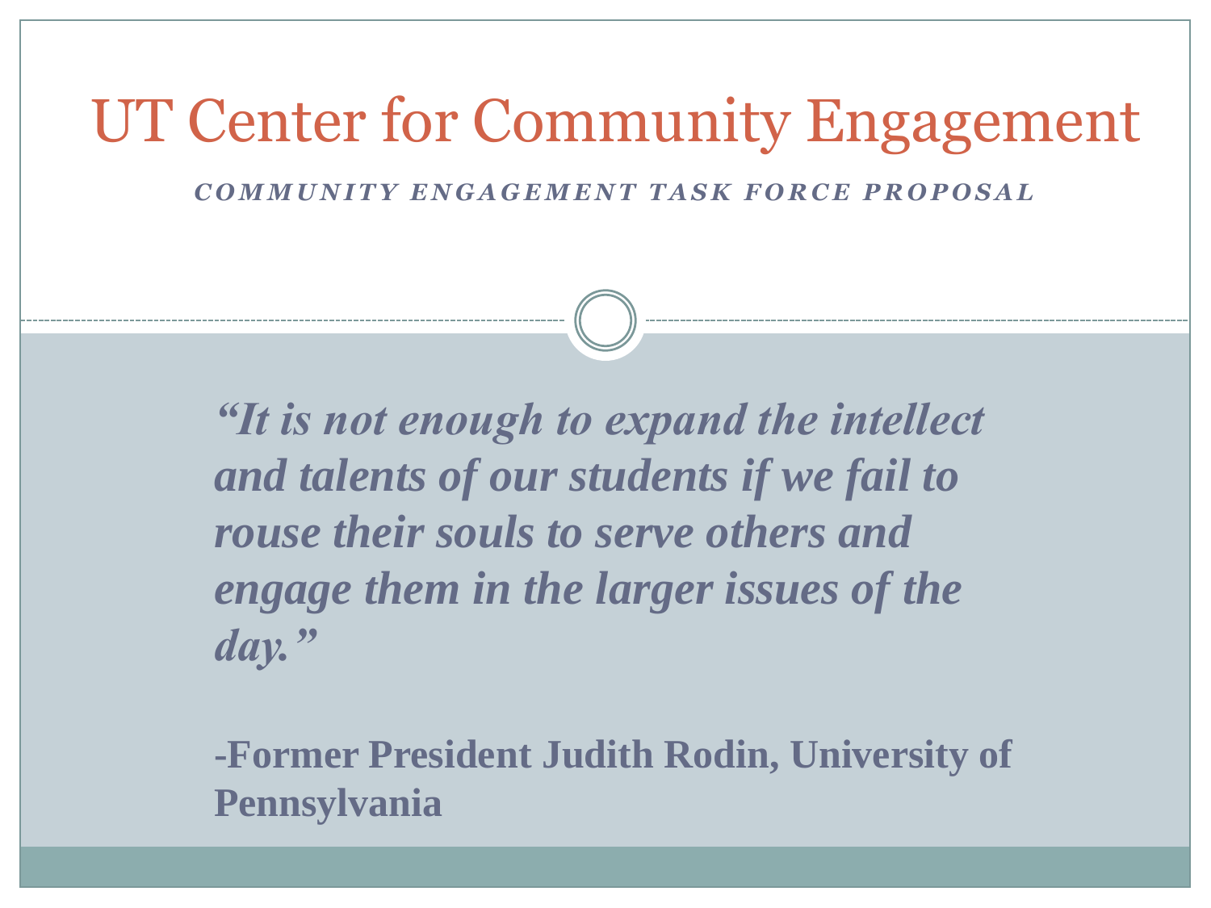# UT Center for Community Engagement

***COMMUNITY ENGAGEMENT TASK FORCE PROPOSAL***

***"It is not enough to expand the intellect and talents of our students if we fail to rouse their souls to serve others and engage them in the larger issues of the day."***

**-Former President Judith Rodin, University of Pennsylvania**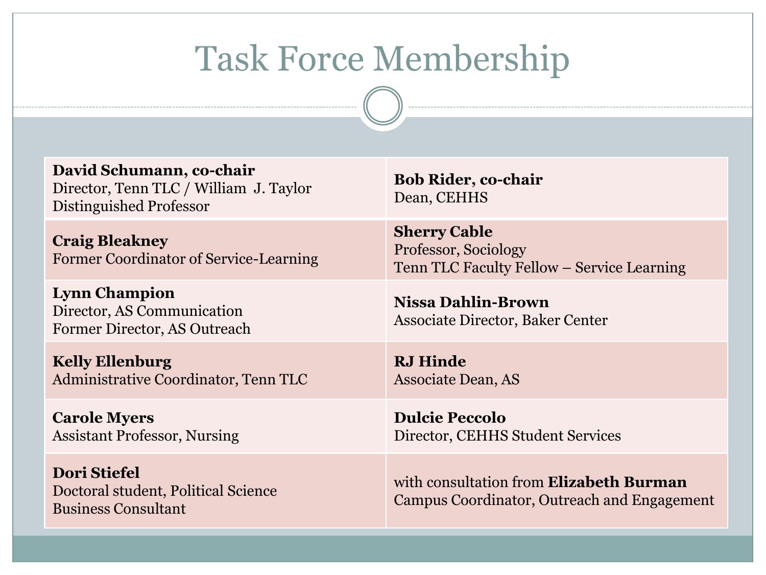# Task Force Membership

| | |
|---|---|
| **David Schumann, co-chair**<br>Director, Tenn TLC / William J. Taylor Distinguished Professor | **Bob Rider, co-chair**<br>Dean, CEHHS |
| **Craig Bleakney**<br>Former Coordinator of Service-Learning | **Sherry Cable**<br>Professor, Sociology<br>Tenn TLC Faculty Fellow – Service Learning |
| **Lynn Champion**<br>Director, AS Communication<br>Former Director, AS Outreach | **Nissa Dahlin-Brown**<br>Associate Director, Baker Center |
| **Kelly Ellenburg**<br>Administrative Coordinator, Tenn TLC | **RJ Hinde**<br>Associate Dean, AS |
| **Carole Myers**<br>Assistant Professor, Nursing | **Dulcie Peccolo**<br>Director, CEHHS Student Services |
| **Dori Stiefel**<br>Doctoral student, Political Science<br>Business Consultant | with consultation from **Elizabeth Burman**<br>Campus Coordinator, Outreach and Engagement |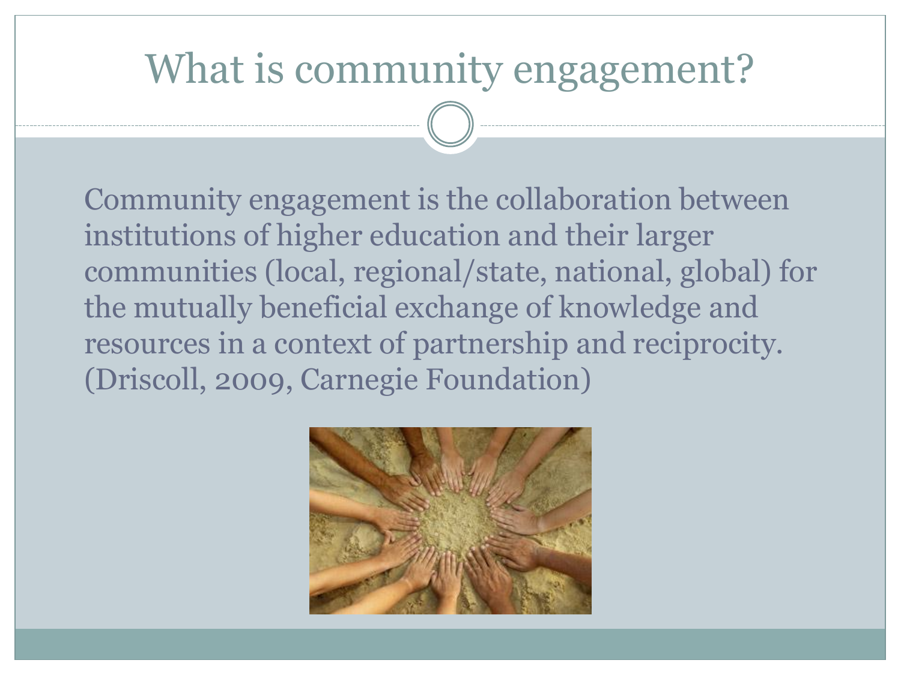# What is community engagement?

Community engagement is the collaboration between institutions of higher education and their larger communities (local, regional/state, national, global) for the mutually beneficial exchange of knowledge and resources in a context of partnership and reciprocity. (Driscoll, 2009, Carnegie Foundation)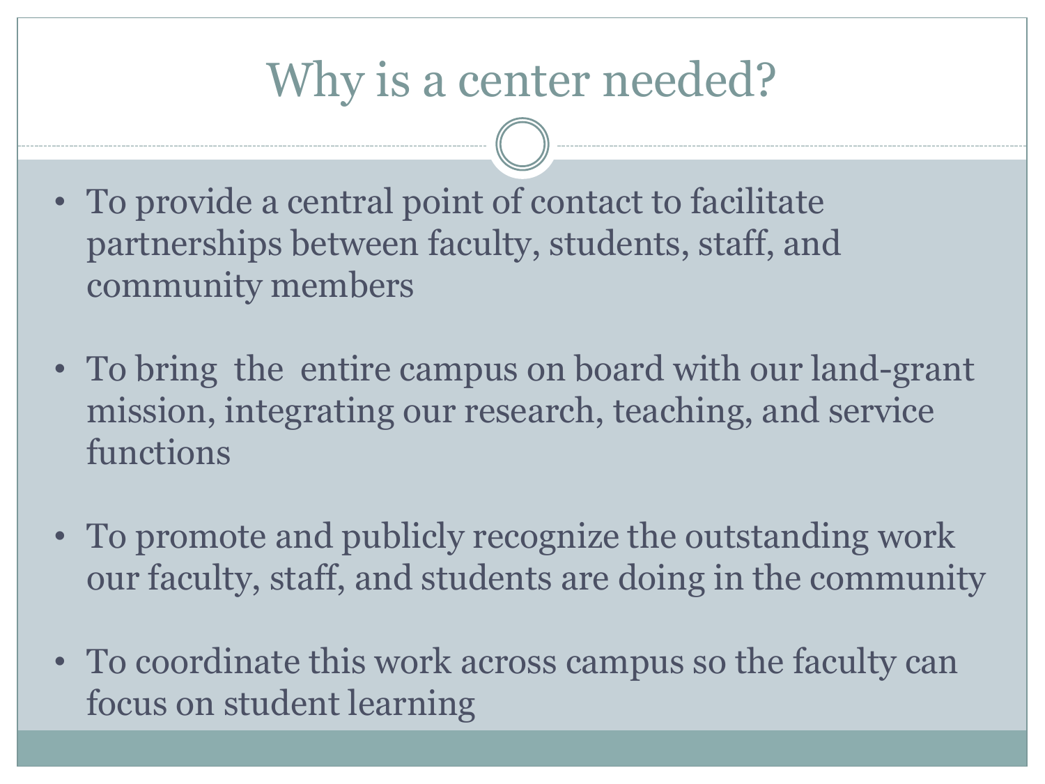# Why is a center needed?

- To provide a central point of contact to facilitate partnerships between faculty, students, staff, and community members
- To bring the entire campus on board with our land-grant mission, integrating our research, teaching, and service functions
- To promote and publicly recognize the outstanding work our faculty, staff, and students are doing in the community
- To coordinate this work across campus so the faculty can focus on student learning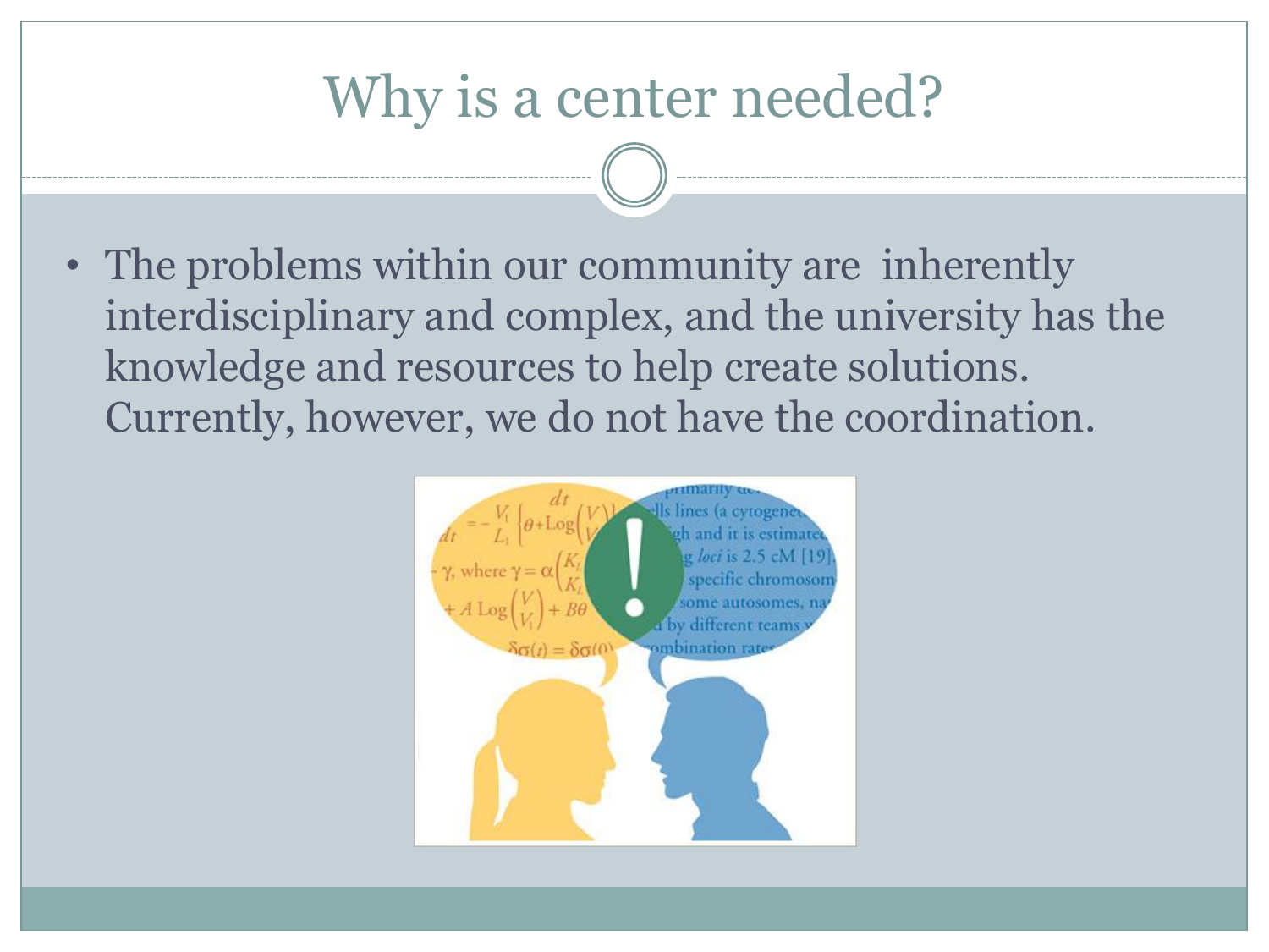# Why is a center needed?

- The problems within our community are inherently interdisciplinary and complex, and the university has the knowledge and resources to help create solutions. Currently, however, we do not have the coordination.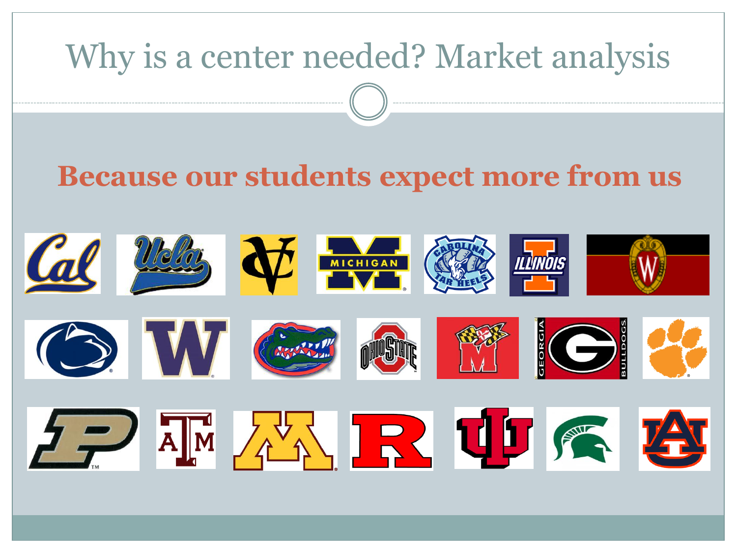# Why is a center needed? Market analysis

## Because our students expect more from us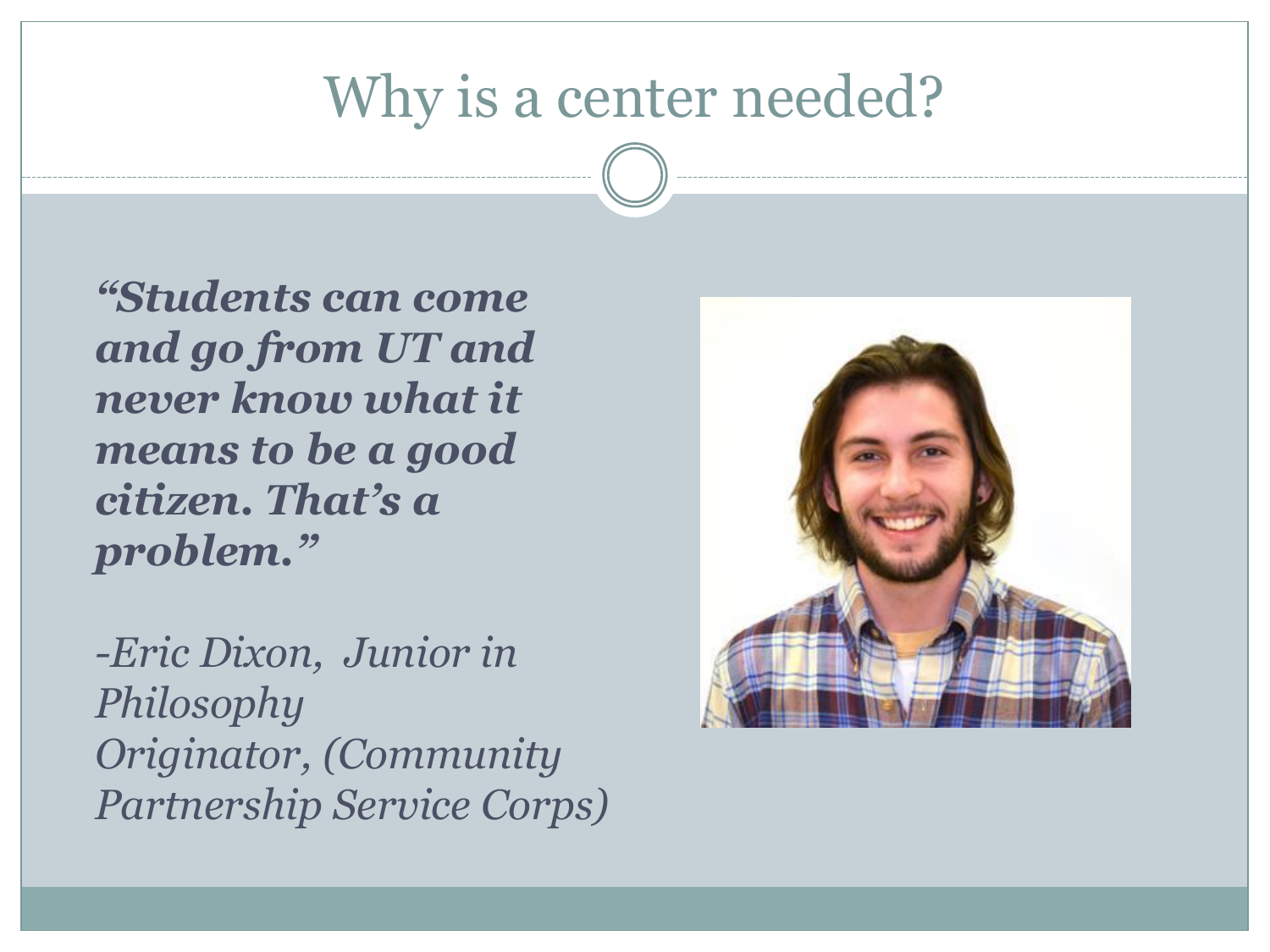# Why is a center needed?

***"Students can come and go from UT and never know what it means to be a good citizen. That's a problem."***

*-Eric Dixon, Junior in Philosophy*
*Originator, (Community Partnership Service Corps)*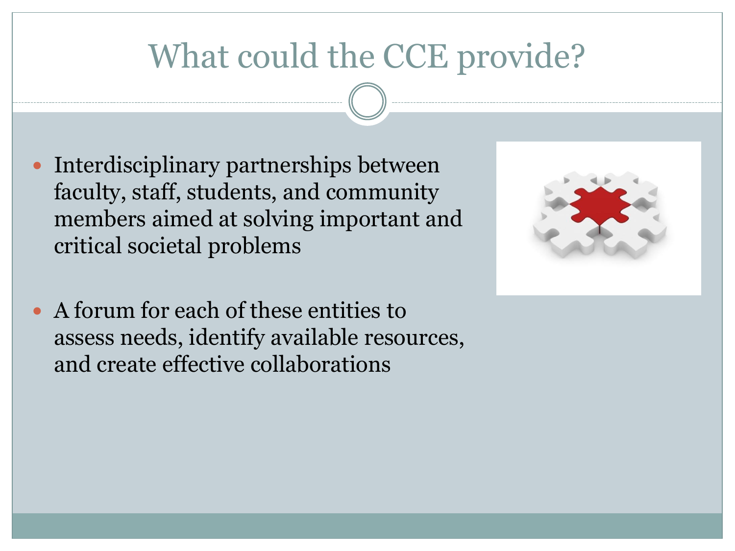# What could the CCE provide?

- Interdisciplinary partnerships between faculty, staff, students, and community members aimed at solving important and critical societal problems

- A forum for each of these entities to assess needs, identify available resources, and create effective collaborations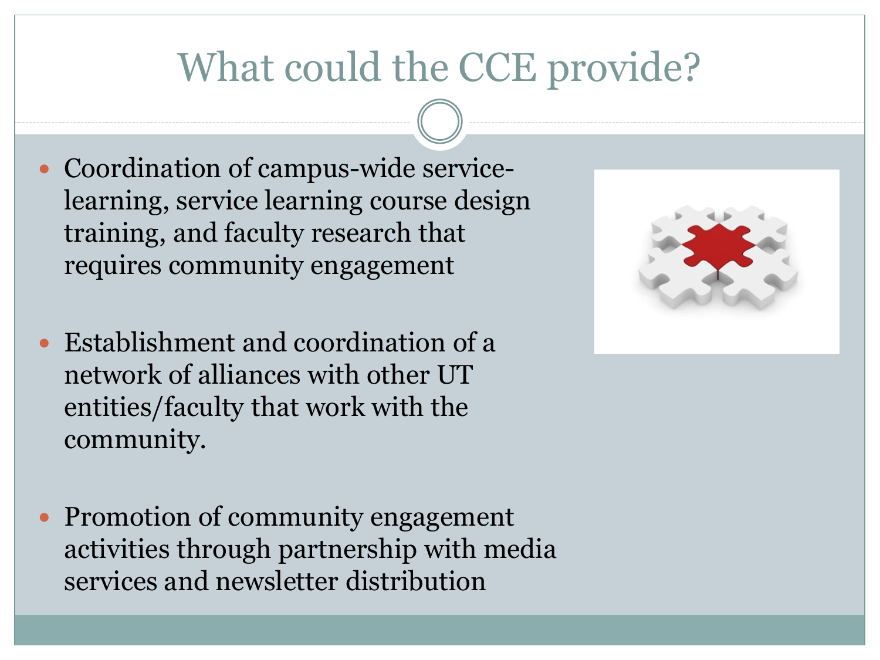# What could the CCE provide?

- Coordination of campus-wide service-learning, service learning course design training, and faculty research that requires community engagement

- Establishment and coordination of a network of alliances with other UT entities/faculty that work with the community.

- Promotion of community engagement activities through partnership with media services and newsletter distribution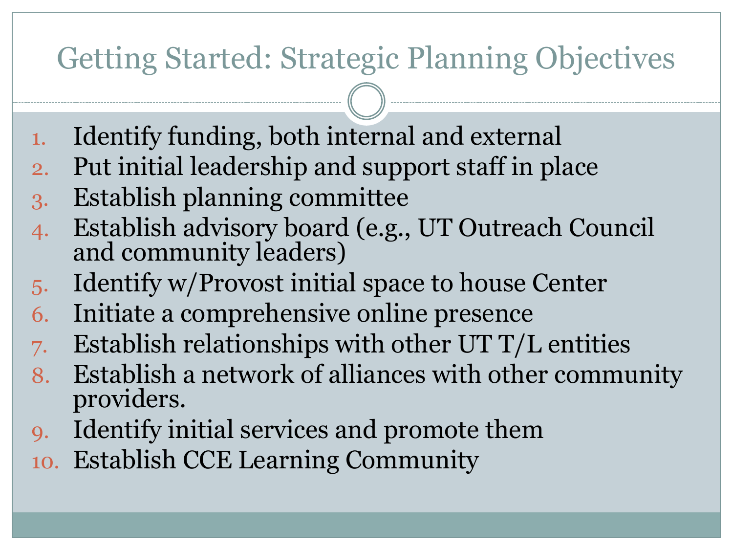# Getting Started: Strategic Planning Objectives

1. Identify funding, both internal and external
2. Put initial leadership and support staff in place
3. Establish planning committee
4. Establish advisory board (e.g., UT Outreach Council and community leaders)
5. Identify w/Provost initial space to house Center
6. Initiate a comprehensive online presence
7. Establish relationships with other UT T/L entities
8. Establish a network of alliances with other community providers.
9. Identify initial services and promote them
10. Establish CCE Learning Community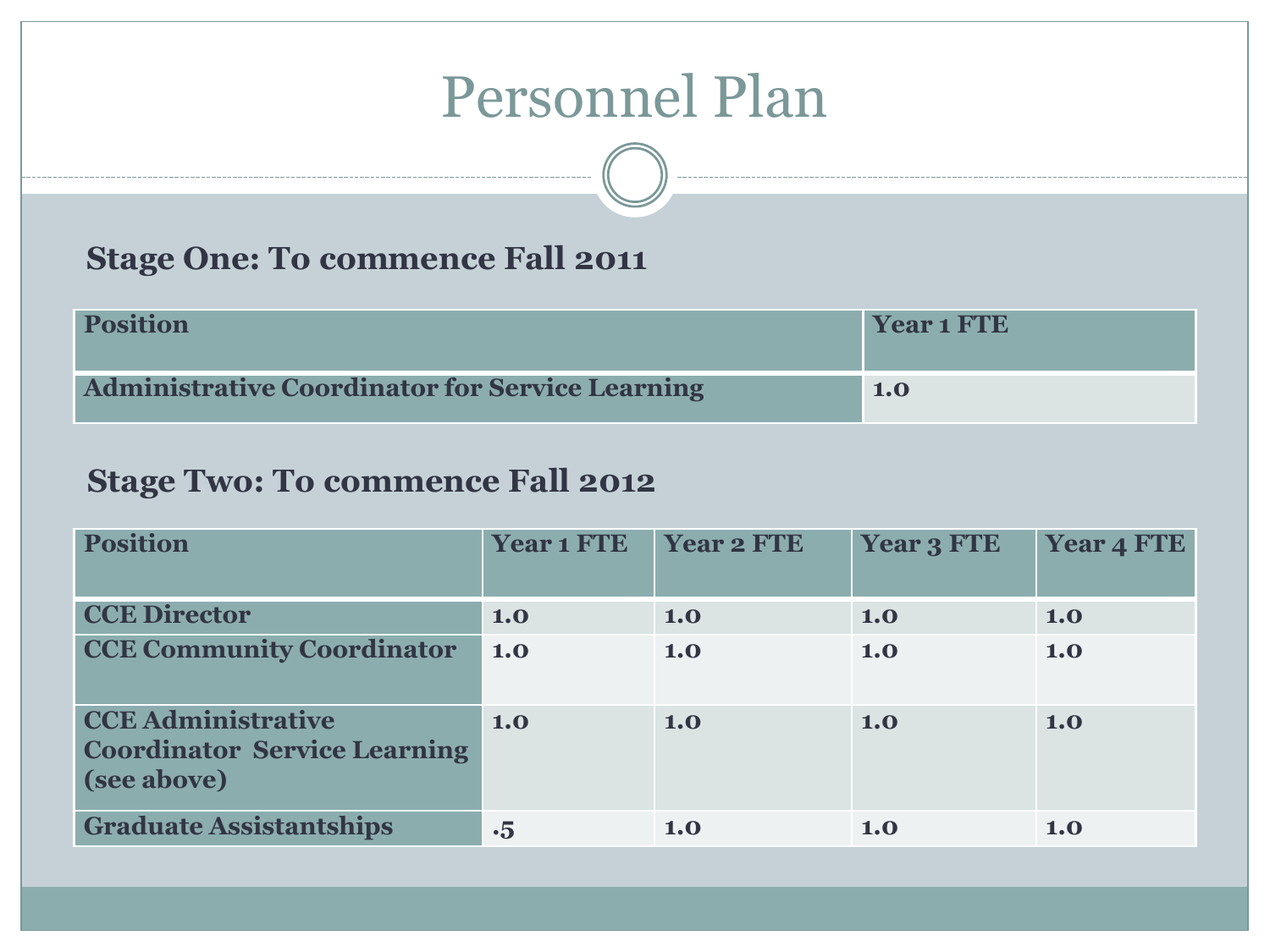# Personnel Plan

### Stage One: To commence Fall 2011

| Position | Year 1 FTE |
| --- | --- |
| Administrative Coordinator for Service Learning | 1.0 |

### Stage Two: To commence Fall 2012

| Position | Year 1 FTE | Year 2 FTE | Year 3 FTE | Year 4 FTE |
| --- | --- | --- | --- | --- |
| CCE Director | 1.0 | 1.0 | 1.0 | 1.0 |
| CCE Community Coordinator | 1.0 | 1.0 | 1.0 | 1.0 |
| CCE Administrative Coordinator Service Learning (see above) | 1.0 | 1.0 | 1.0 | 1.0 |
| Graduate Assistantships | .5 | 1.0 | 1.0 | 1.0 |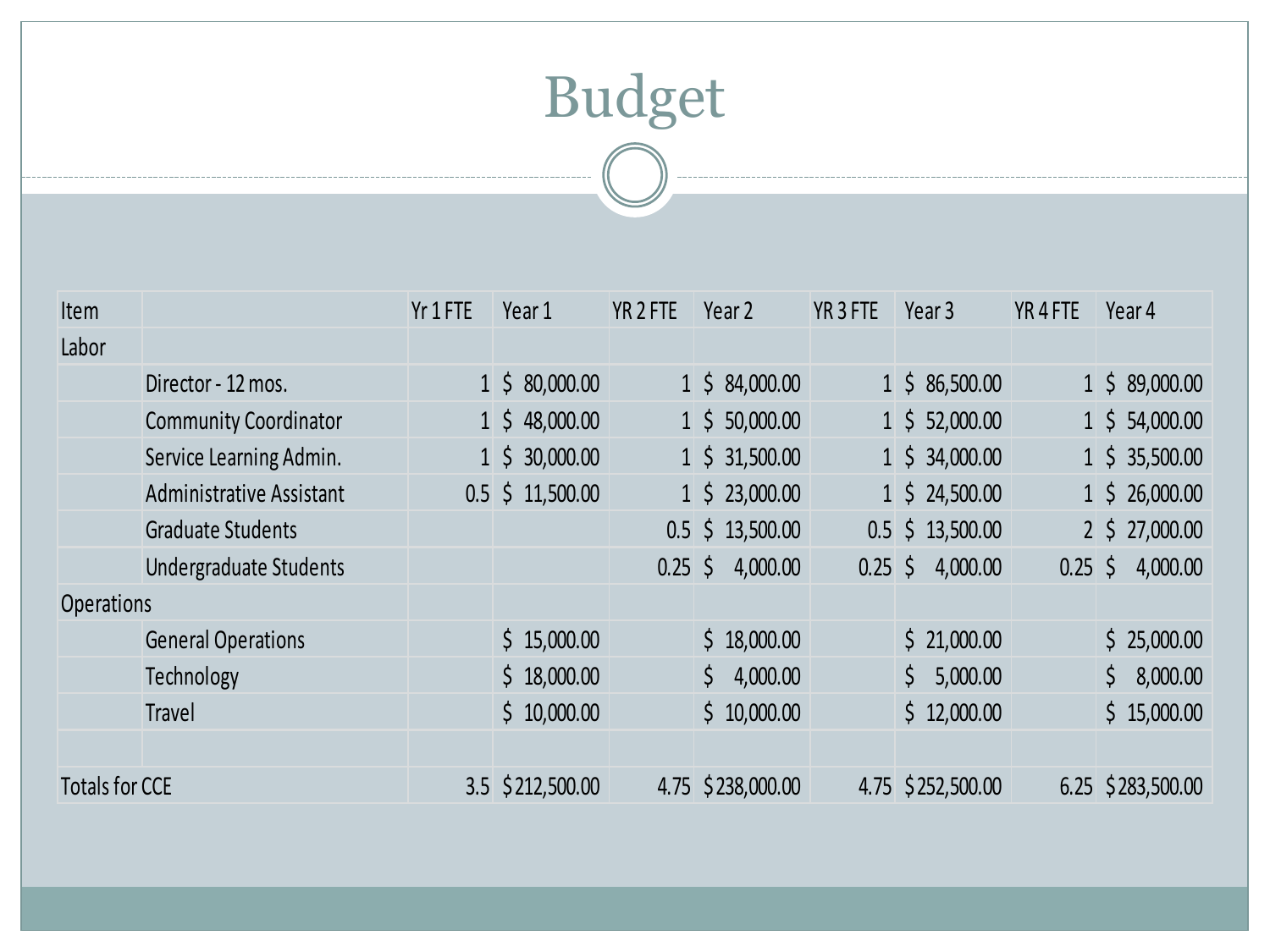# Budget

| Item | | Yr 1 FTE | Year 1 | YR 2 FTE | Year 2 | YR 3 FTE | Year 3 | YR 4 FTE | Year 4 |
|---|---|---|---|---|---|---|---|---|---|
| Labor | | | | | | | | | |
| | Director - 12 mos. | 1 | $ 80,000.00 | 1 | $ 84,000.00 | 1 | $ 86,500.00 | 1 | $ 89,000.00 |
| | Community Coordinator | 1 | $ 48,000.00 | 1 | $ 50,000.00 | 1 | $ 52,000.00 | 1 | $ 54,000.00 |
| | Service Learning Admin. | 1 | $ 30,000.00 | 1 | $ 31,500.00 | 1 | $ 34,000.00 | 1 | $ 35,500.00 |
| | Administrative Assistant | 0.5 | $ 11,500.00 | 1 | $ 23,000.00 | 1 | $ 24,500.00 | 1 | $ 26,000.00 |
| | Graduate Students | | | 0.5 | $ 13,500.00 | 0.5 | $ 13,500.00 | 2 | $ 27,000.00 |
| | Undergraduate Students | | | 0.25 | $ 4,000.00 | 0.25 | $ 4,000.00 | 0.25 | $ 4,000.00 |
| Operations | | | | | | | | | |
| | General Operations | | $ 15,000.00 | | $ 18,000.00 | | $ 21,000.00 | | $ 25,000.00 |
| | Technology | | $ 18,000.00 | | $ 4,000.00 | | $ 5,000.00 | | $ 8,000.00 |
| | Travel | | $ 10,000.00 | | $ 10,000.00 | | $ 12,000.00 | | $ 15,000.00 |
| | | | | | | | | | |
| Totals for CCE | | 3.5 | $212,500.00 | 4.75 | $238,000.00 | 4.75 | $252,500.00 | 6.25 | $283,500.00 |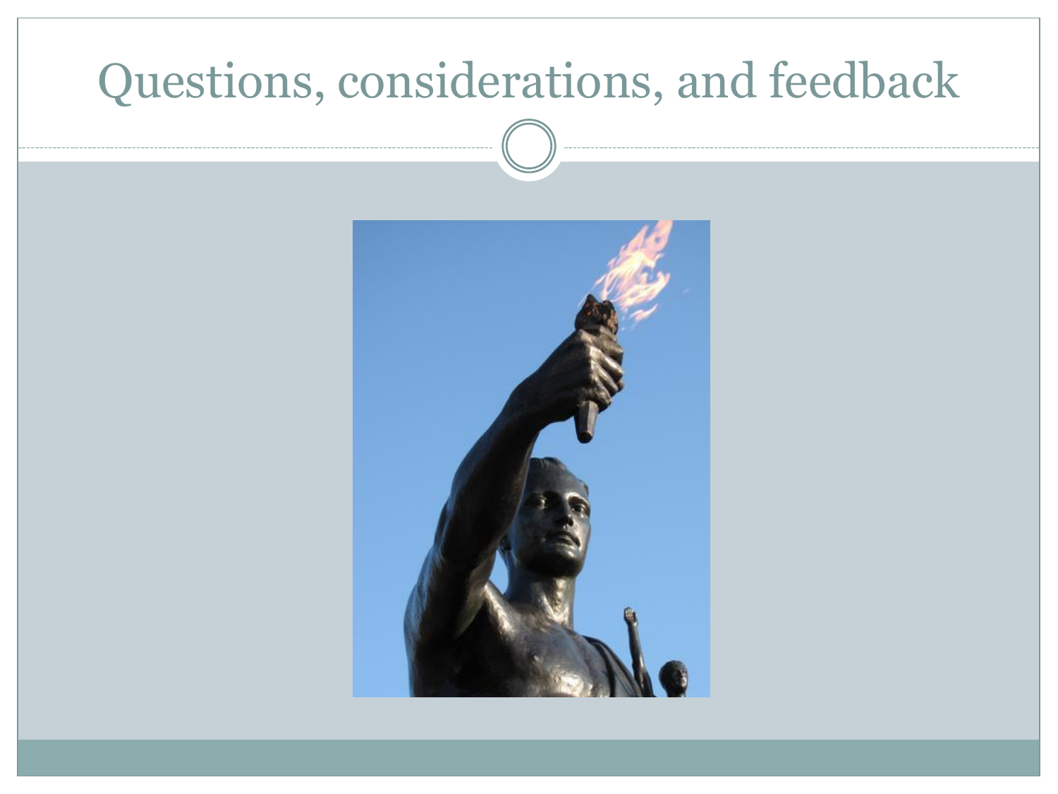# Questions, considerations, and feedback